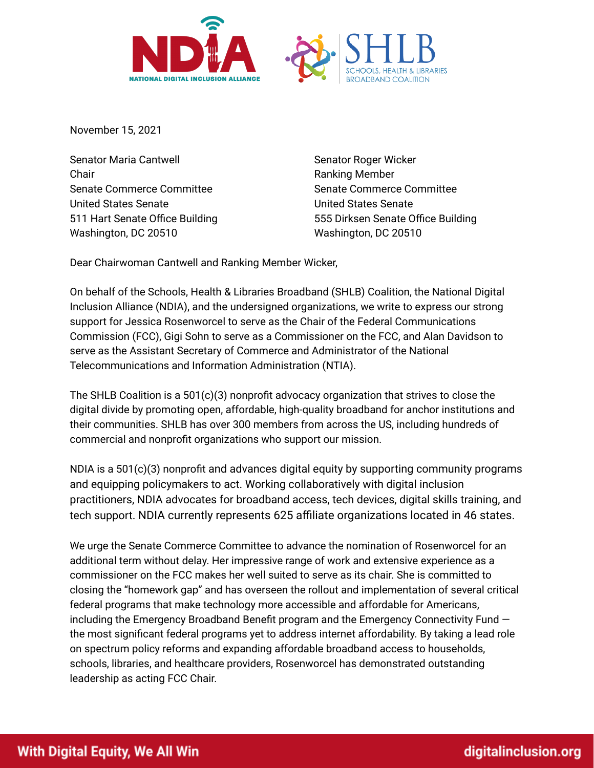November 15, 2021

Senator Maria Cantwell
Chair
Senate Commerce Committee
United States Senate
511 Hart Senate Office Building
Washington, DC 20510

Senator Roger Wicker
Ranking Member
Senate Commerce Committee
United States Senate
555 Dirksen Senate Office Building
Washington, DC 20510

Dear Chairwoman Cantwell and Ranking Member Wicker,

On behalf of the Schools, Health & Libraries Broadband (SHLB) Coalition, the National Digital Inclusion Alliance (NDIA), and the undersigned organizations, we write to express our strong support for Jessica Rosenworcel to serve as the Chair of the Federal Communications Commission (FCC), Gigi Sohn to serve as a Commissioner on the FCC, and Alan Davidson to serve as the Assistant Secretary of Commerce and Administrator of the National Telecommunications and Information Administration (NTIA).

The SHLB Coalition is a 501(c)(3) nonprofit advocacy organization that strives to close the digital divide by promoting open, affordable, high-quality broadband for anchor institutions and their communities. SHLB has over 300 members from across the US, including hundreds of commercial and nonprofit organizations who support our mission.

NDIA is a 501(c)(3) nonprofit and advances digital equity by supporting community programs and equipping policymakers to act. Working collaboratively with digital inclusion practitioners, NDIA advocates for broadband access, tech devices, digital skills training, and tech support. NDIA currently represents 625 affiliate organizations located in 46 states.

We urge the Senate Commerce Committee to advance the nomination of Rosenworcel for an additional term without delay. Her impressive range of work and extensive experience as a commissioner on the FCC makes her well suited to serve as its chair. She is committed to closing the "homework gap" and has overseen the rollout and implementation of several critical federal programs that make technology more accessible and affordable for Americans, including the Emergency Broadband Benefit program and the Emergency Connectivity Fund — the most significant federal programs yet to address internet affordability. By taking a lead role on spectrum policy reforms and expanding affordable broadband access to households, schools, libraries, and healthcare providers, Rosenworcel has demonstrated outstanding leadership as acting FCC Chair.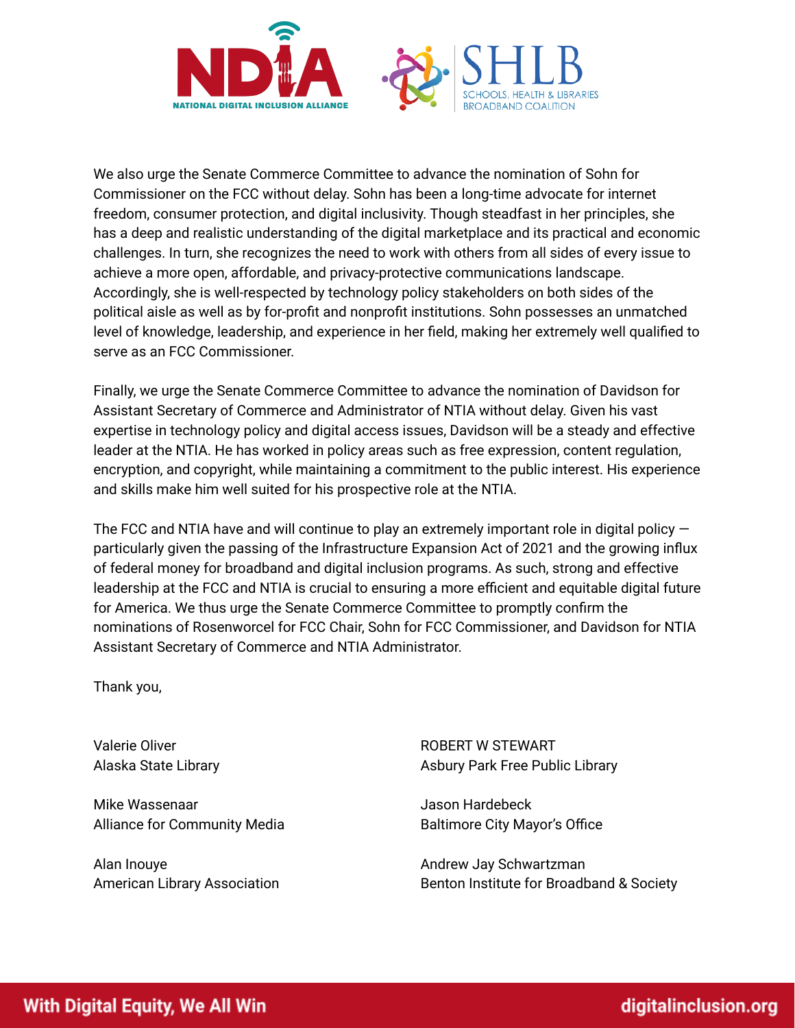We also urge the Senate Commerce Committee to advance the nomination of Sohn for Commissioner on the FCC without delay. Sohn has been a long-time advocate for internet freedom, consumer protection, and digital inclusivity. Though steadfast in her principles, she has a deep and realistic understanding of the digital marketplace and its practical and economic challenges. In turn, she recognizes the need to work with others from all sides of every issue to achieve a more open, affordable, and privacy-protective communications landscape. Accordingly, she is well-respected by technology policy stakeholders on both sides of the political aisle as well as by for-profit and nonprofit institutions. Sohn possesses an unmatched level of knowledge, leadership, and experience in her field, making her extremely well qualified to serve as an FCC Commissioner.

Finally, we urge the Senate Commerce Committee to advance the nomination of Davidson for Assistant Secretary of Commerce and Administrator of NTIA without delay. Given his vast expertise in technology policy and digital access issues, Davidson will be a steady and effective leader at the NTIA. He has worked in policy areas such as free expression, content regulation, encryption, and copyright, while maintaining a commitment to the public interest. His experience and skills make him well suited for his prospective role at the NTIA.

The FCC and NTIA have and will continue to play an extremely important role in digital policy — particularly given the passing of the Infrastructure Expansion Act of 2021 and the growing influx of federal money for broadband and digital inclusion programs. As such, strong and effective leadership at the FCC and NTIA is crucial to ensuring a more efficient and equitable digital future for America. We thus urge the Senate Commerce Committee to promptly confirm the nominations of Rosenworcel for FCC Chair, Sohn for FCC Commissioner, and Davidson for NTIA Assistant Secretary of Commerce and NTIA Administrator.

Thank you,

Valerie Oliver
Alaska State Library

Mike Wassenaar
Alliance for Community Media

Alan Inouye
American Library Association

ROBERT W STEWART
Asbury Park Free Public Library

Jason Hardebeck
Baltimore City Mayor's Office

Andrew Jay Schwartzman
Benton Institute for Broadband & Society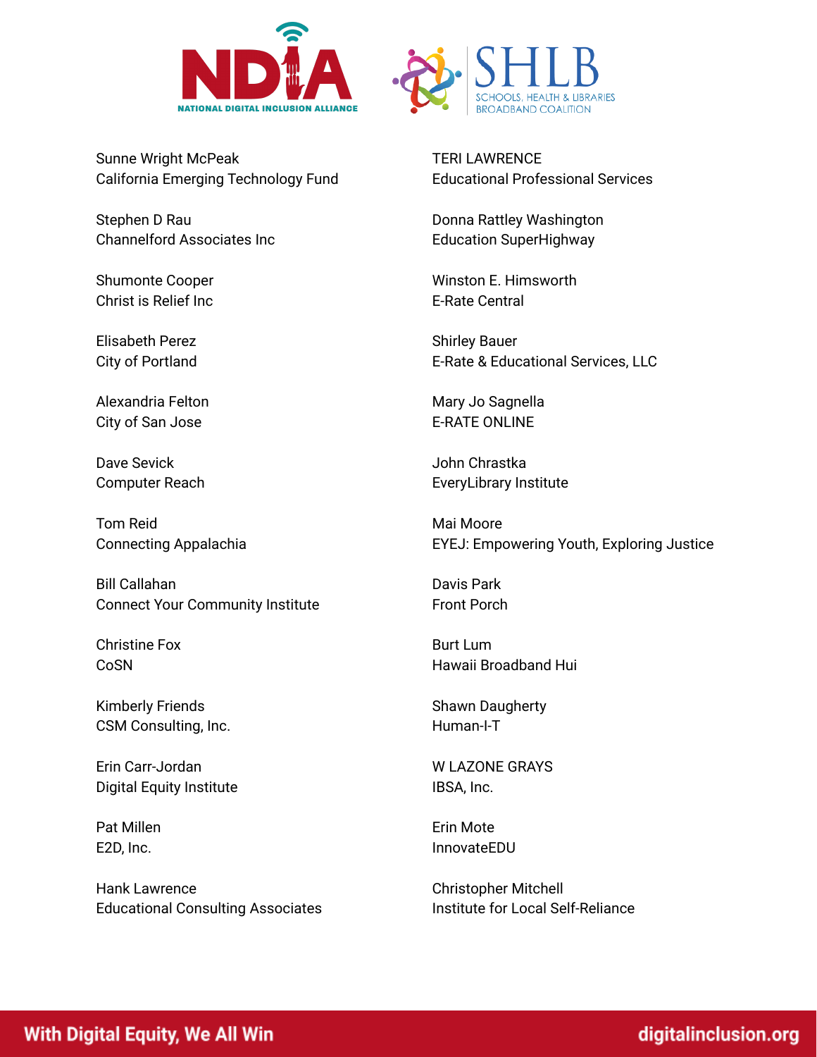Sunne Wright McPeak
California Emerging Technology Fund

Stephen D Rau
Channelford Associates Inc

Shumonte Cooper
Christ is Relief Inc

Elisabeth Perez
City of Portland

Alexandria Felton
City of San Jose

Dave Sevick
Computer Reach

Tom Reid
Connecting Appalachia

Bill Callahan
Connect Your Community Institute

Christine Fox
CoSN

Kimberly Friends
CSM Consulting, Inc.

Erin Carr-Jordan
Digital Equity Institute

Pat Millen
E2D, Inc.

Hank Lawrence
Educational Consulting Associates

TERI LAWRENCE
Educational Professional Services

Donna Rattley Washington
Education SuperHighway

Winston E. Himsworth
E-Rate Central

Shirley Bauer
E-Rate & Educational Services, LLC

Mary Jo Sagnella
E-RATE ONLINE

John Chrastka
EveryLibrary Institute

Mai Moore
EYEJ: Empowering Youth, Exploring Justice

Davis Park
Front Porch

Burt Lum
Hawaii Broadband Hui

Shawn Daugherty
Human-I-T

W LAZONE GRAYS
IBSA, Inc.

Erin Mote
InnovateEDU

Christopher Mitchell
Institute for Local Self-Reliance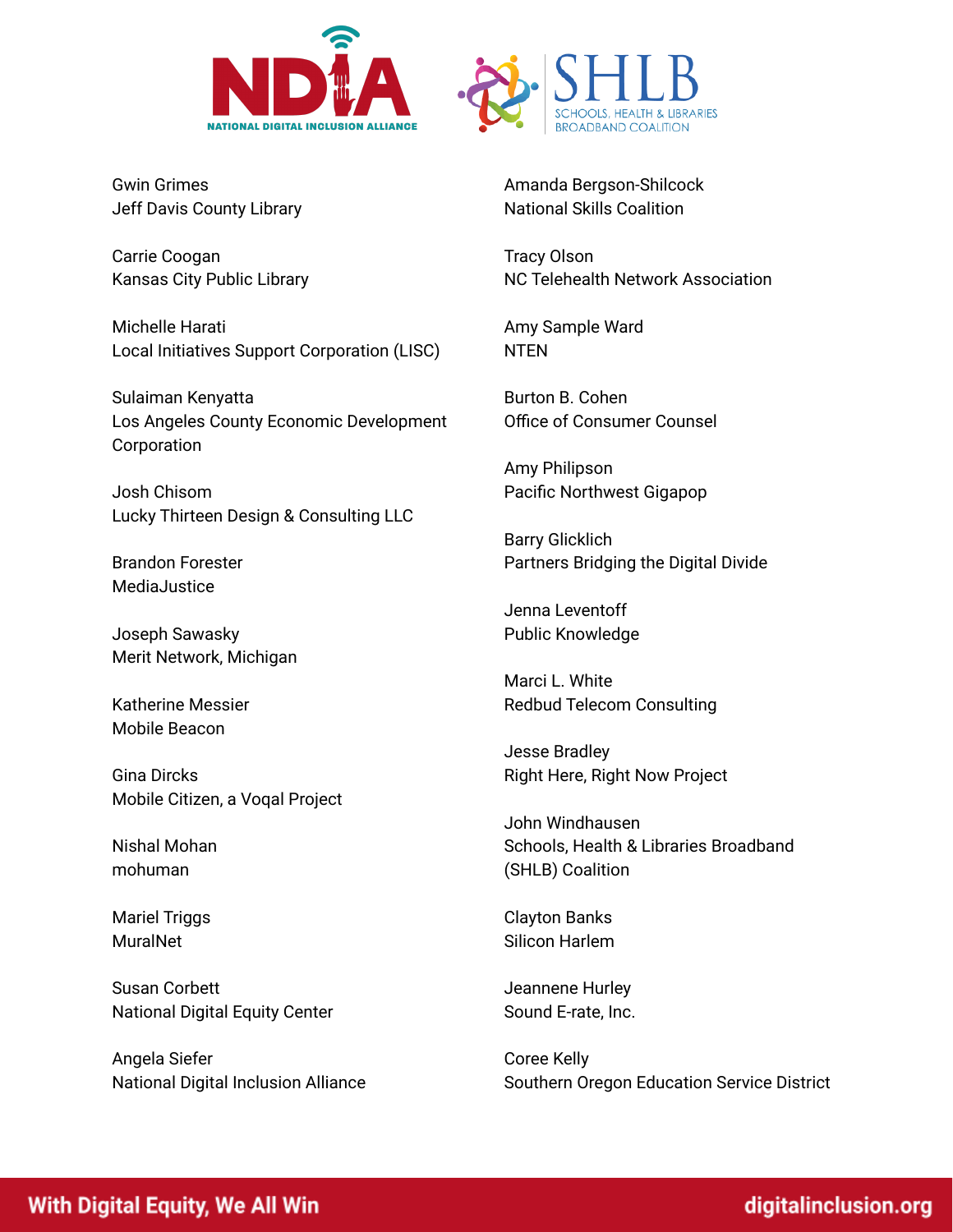Gwin Grimes
Jeff Davis County Library

Carrie Coogan
Kansas City Public Library

Michelle Harati
Local Initiatives Support Corporation (LISC)

Sulaiman Kenyatta
Los Angeles County Economic Development Corporation

Josh Chisom
Lucky Thirteen Design & Consulting LLC

Brandon Forester
MediaJustice

Joseph Sawasky
Merit Network, Michigan

Katherine Messier
Mobile Beacon

Gina Dircks
Mobile Citizen, a Voqal Project

Nishal Mohan
mohuman

Mariel Triggs
MuralNet

Susan Corbett
National Digital Equity Center

Angela Siefer
National Digital Inclusion Alliance

Amanda Bergson-Shilcock
National Skills Coalition

Tracy Olson
NC Telehealth Network Association

Amy Sample Ward
NTEN

Burton B. Cohen
Office of Consumer Counsel

Amy Philipson
Pacific Northwest Gigapop

Barry Glicklich
Partners Bridging the Digital Divide

Jenna Leventoff
Public Knowledge

Marci L. White
Redbud Telecom Consulting

Jesse Bradley
Right Here, Right Now Project

John Windhausen
Schools, Health & Libraries Broadband (SHLB) Coalition

Clayton Banks
Silicon Harlem

Jeannene Hurley
Sound E-rate, Inc.

Coree Kelly
Southern Oregon Education Service District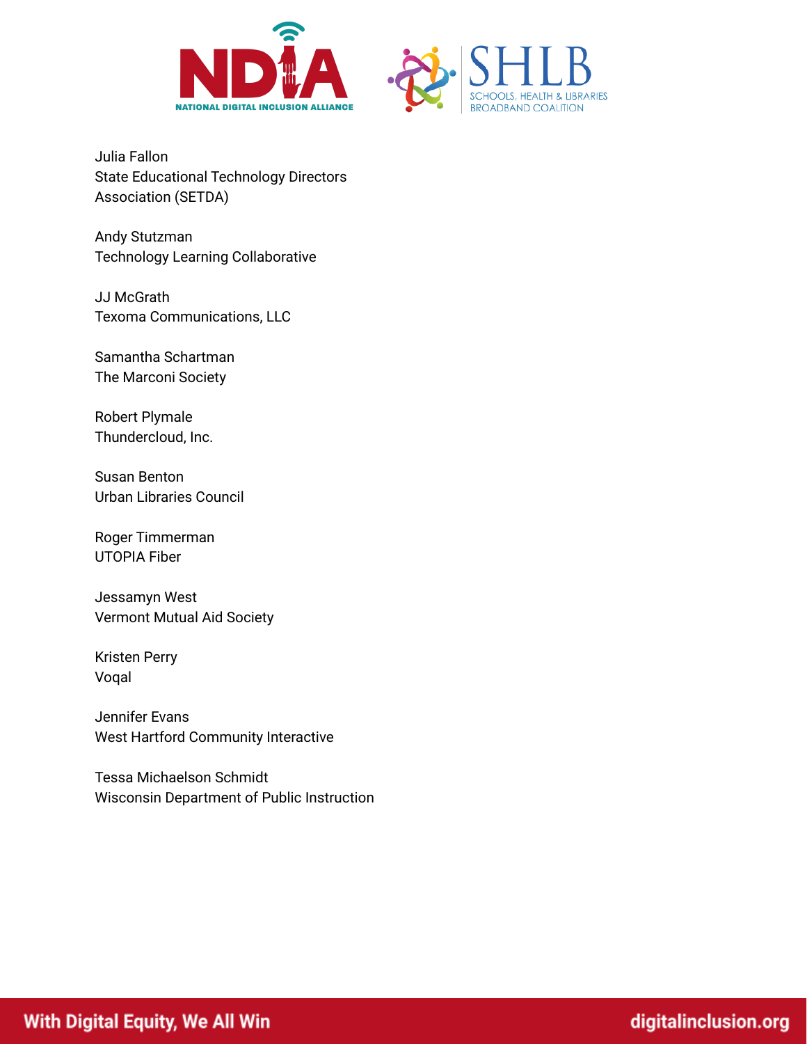Julia Fallon
State Educational Technology Directors Association (SETDA)

Andy Stutzman
Technology Learning Collaborative

JJ McGrath
Texoma Communications, LLC

Samantha Schartman
The Marconi Society

Robert Plymale
Thundercloud, Inc.

Susan Benton
Urban Libraries Council

Roger Timmerman
UTOPIA Fiber

Jessamyn West
Vermont Mutual Aid Society

Kristen Perry
Voqal

Jennifer Evans
West Hartford Community Interactive

Tessa Michaelson Schmidt
Wisconsin Department of Public Instruction